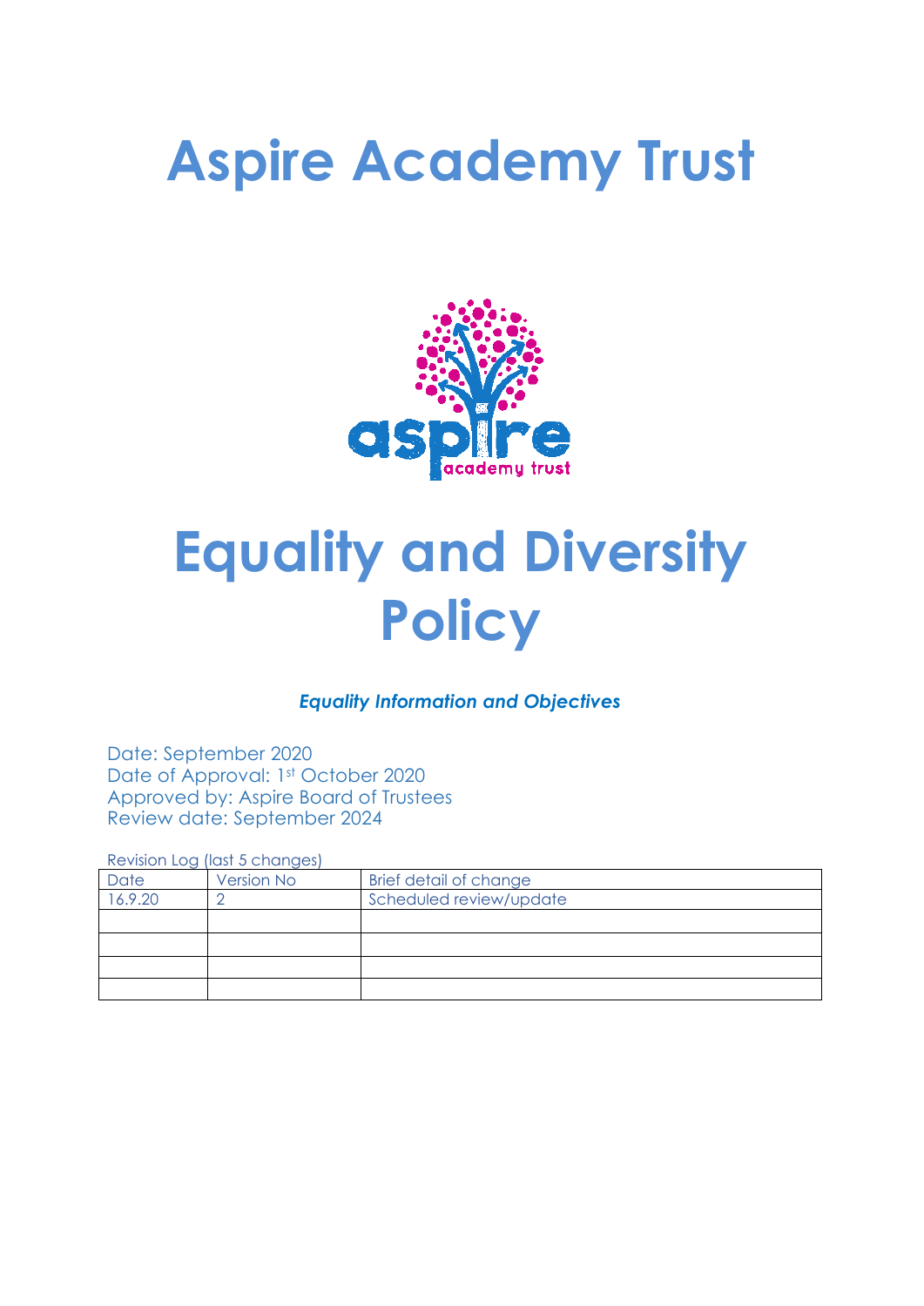# Aspire Academy Trust

# Equality and Diversity Policy

***Equality Information and Objectives***

Date: September 2020
Date of Approval: 1st October 2020
Approved by: Aspire Board of Trustees
Review date: September 2024

Revision Log (last 5 changes)

| Date | Version No | Brief detail of change |
|---|---|---|
| 16.9.20 | 2 | Scheduled review/update |
| | | |
| | | |
| | | |
| | | |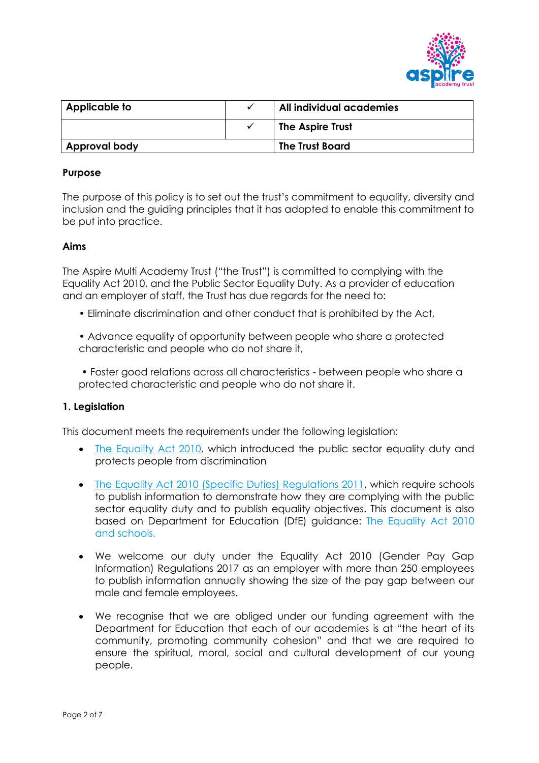| Applicable to | ✓ | All individual academies |
|---|---|---|
| | ✓ | The Aspire Trust |
| Approval body | | The Trust Board |

**Purpose**

The purpose of this policy is to set out the trust's commitment to equality, diversity and inclusion and the guiding principles that it has adopted to enable this commitment to be put into practice.

**Aims**

The Aspire Multi Academy Trust ("the Trust") is committed to complying with the Equality Act 2010, and the Public Sector Equality Duty. As a provider of education and an employer of staff, the Trust has due regards for the need to:

- Eliminate discrimination and other conduct that is prohibited by the Act,
- Advance equality of opportunity between people who share a protected characteristic and people who do not share it,
- Foster good relations across all characteristics - between people who share a protected characteristic and people who do not share it.

**1. Legislation**

This document meets the requirements under the following legislation:

- The Equality Act 2010, which introduced the public sector equality duty and protects people from discrimination
- The Equality Act 2010 (Specific Duties) Regulations 2011, which require schools to publish information to demonstrate how they are complying with the public sector equality duty and to publish equality objectives. This document is also based on Department for Education (DfE) guidance: The Equality Act 2010 and schools.
- We welcome our duty under the Equality Act 2010 (Gender Pay Gap Information) Regulations 2017 as an employer with more than 250 employees to publish information annually showing the size of the pay gap between our male and female employees.
- We recognise that we are obliged under our funding agreement with the Department for Education that each of our academies is at "the heart of its community, promoting community cohesion" and that we are required to ensure the spiritual, moral, social and cultural development of our young people.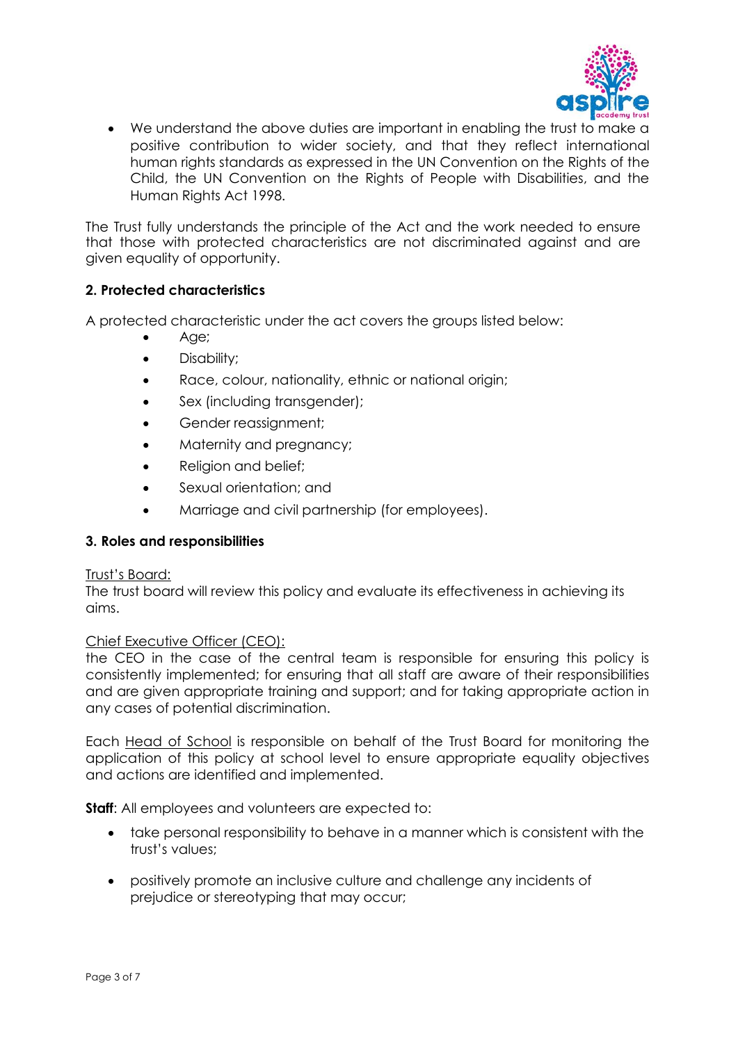- We understand the above duties are important in enabling the trust to make a positive contribution to wider society, and that they reflect international human rights standards as expressed in the UN Convention on the Rights of the Child, the UN Convention on the Rights of People with Disabilities, and the Human Rights Act 1998.

The Trust fully understands the principle of the Act and the work needed to ensure that those with protected characteristics are not discriminated against and are given equality of opportunity.

**2. Protected characteristics**

A protected characteristic under the act covers the groups listed below:

- Age;
- Disability;
- Race, colour, nationality, ethnic or national origin;
- Sex (including transgender);
- Gender reassignment;
- Maternity and pregnancy;
- Religion and belief;
- Sexual orientation; and
- Marriage and civil partnership (for employees).

**3. Roles and responsibilities**

Trust's Board:
The trust board will review this policy and evaluate its effectiveness in achieving its aims.

Chief Executive Officer (CEO):
the CEO in the case of the central team is responsible for ensuring this policy is consistently implemented; for ensuring that all staff are aware of their responsibilities and are given appropriate training and support; and for taking appropriate action in any cases of potential discrimination.

Each Head of School is responsible on behalf of the Trust Board for monitoring the application of this policy at school level to ensure appropriate equality objectives and actions are identified and implemented.

**Staff**: All employees and volunteers are expected to:

- take personal responsibility to behave in a manner which is consistent with the trust's values;
- positively promote an inclusive culture and challenge any incidents of prejudice or stereotyping that may occur;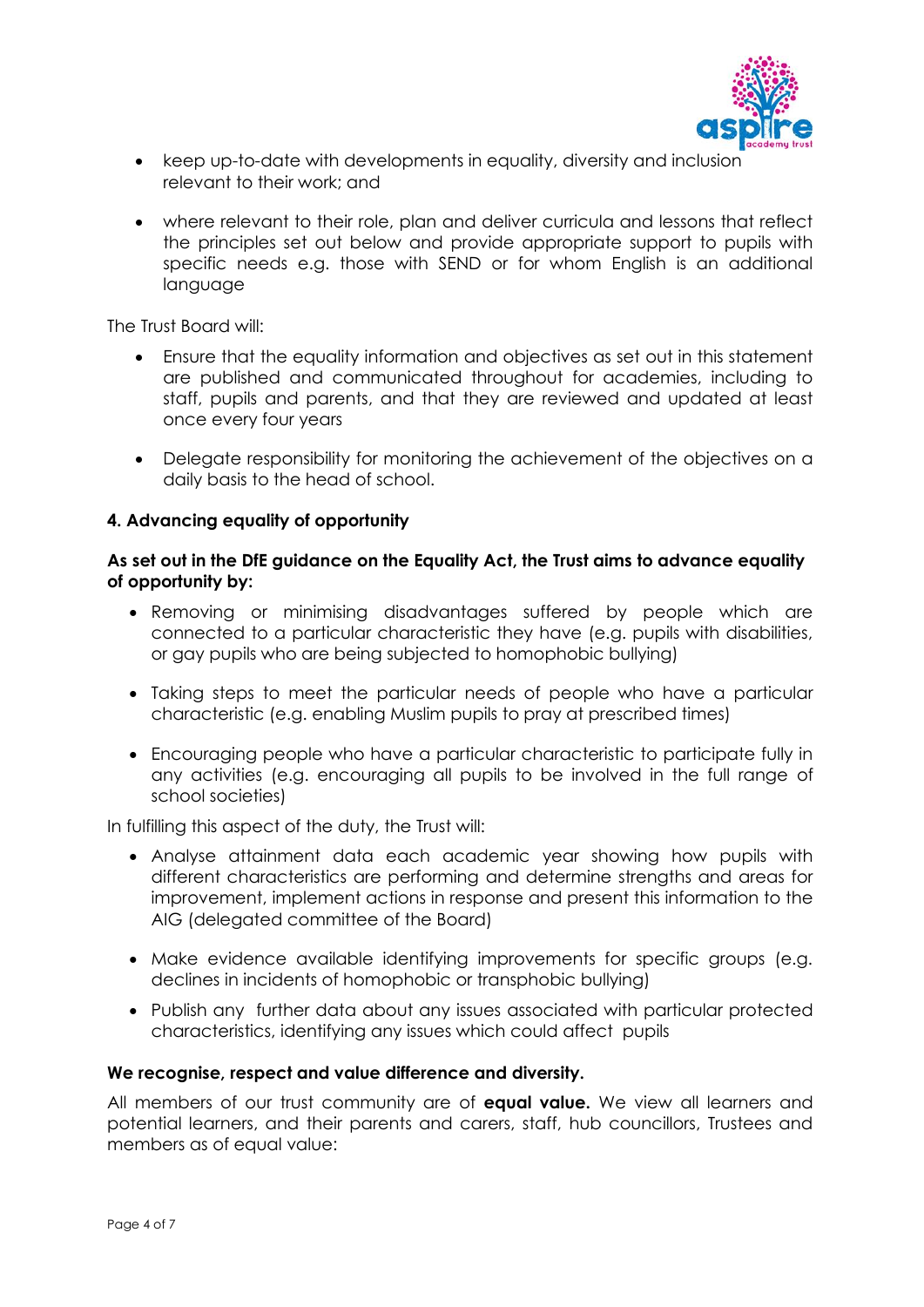- keep up-to-date with developments in equality, diversity and inclusion relevant to their work; and
- where relevant to their role, plan and deliver curricula and lessons that reflect the principles set out below and provide appropriate support to pupils with specific needs e.g. those with SEND or for whom English is an additional language

The Trust Board will:

- Ensure that the equality information and objectives as set out in this statement are published and communicated throughout for academies, including to staff, pupils and parents, and that they are reviewed and updated at least once every four years
- Delegate responsibility for monitoring the achievement of the objectives on a daily basis to the head of school.

## 4. Advancing equality of opportunity

**As set out in the DfE guidance on the Equality Act, the Trust aims to advance equality of opportunity by:**

- Removing or minimising disadvantages suffered by people which are connected to a particular characteristic they have (e.g. pupils with disabilities, or gay pupils who are being subjected to homophobic bullying)
- Taking steps to meet the particular needs of people who have a particular characteristic (e.g. enabling Muslim pupils to pray at prescribed times)
- Encouraging people who have a particular characteristic to participate fully in any activities (e.g. encouraging all pupils to be involved in the full range of school societies)

In fulfilling this aspect of the duty, the Trust will:

- Analyse attainment data each academic year showing how pupils with different characteristics are performing and determine strengths and areas for improvement, implement actions in response and present this information to the AIG (delegated committee of the Board)
- Make evidence available identifying improvements for specific groups (e.g. declines in incidents of homophobic or transphobic bullying)
- Publish any further data about any issues associated with particular protected characteristics, identifying any issues which could affect pupils

**We recognise, respect and value difference and diversity.**

All members of our trust community are of **equal value.** We view all learners and potential learners, and their parents and carers, staff, hub councillors, Trustees and members as of equal value: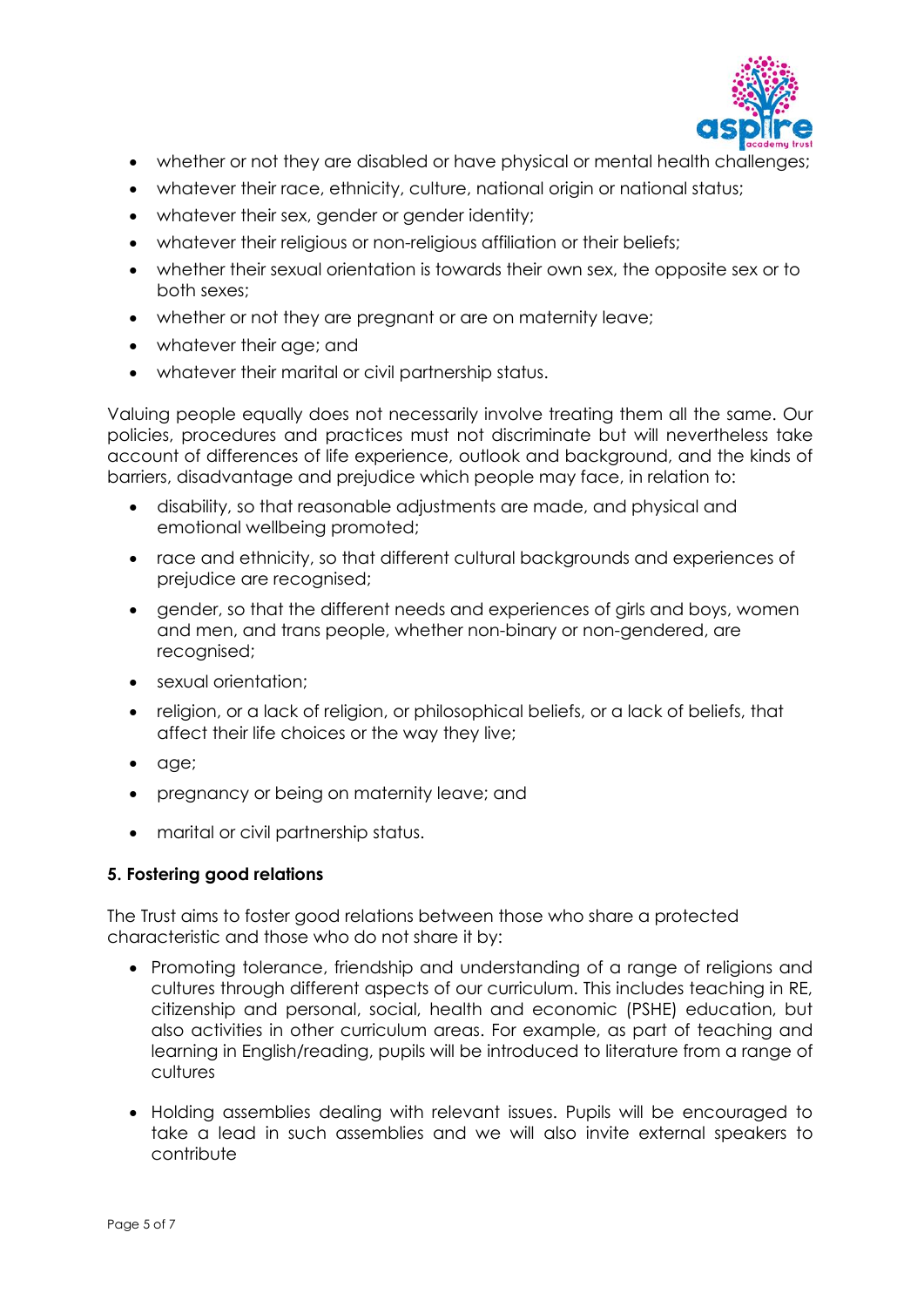- whether or not they are disabled or have physical or mental health challenges;
- whatever their race, ethnicity, culture, national origin or national status;
- whatever their sex, gender or gender identity;
- whatever their religious or non-religious affiliation or their beliefs;
- whether their sexual orientation is towards their own sex, the opposite sex or to both sexes;
- whether or not they are pregnant or are on maternity leave;
- whatever their age; and
- whatever their marital or civil partnership status.

Valuing people equally does not necessarily involve treating them all the same. Our policies, procedures and practices must not discriminate but will nevertheless take account of differences of life experience, outlook and background, and the kinds of barriers, disadvantage and prejudice which people may face, in relation to:

- disability, so that reasonable adjustments are made, and physical and emotional wellbeing promoted;
- race and ethnicity, so that different cultural backgrounds and experiences of prejudice are recognised;
- gender, so that the different needs and experiences of girls and boys, women and men, and trans people, whether non-binary or non-gendered, are recognised;
- sexual orientation;
- religion, or a lack of religion, or philosophical beliefs, or a lack of beliefs, that affect their life choices or the way they live;
- age;
- pregnancy or being on maternity leave; and
- marital or civil partnership status.

**5. Fostering good relations**

The Trust aims to foster good relations between those who share a protected characteristic and those who do not share it by:

- Promoting tolerance, friendship and understanding of a range of religions and cultures through different aspects of our curriculum. This includes teaching in RE, citizenship and personal, social, health and economic (PSHE) education, but also activities in other curriculum areas. For example, as part of teaching and learning in English/reading, pupils will be introduced to literature from a range of cultures

- Holding assemblies dealing with relevant issues. Pupils will be encouraged to take a lead in such assemblies and we will also invite external speakers to contribute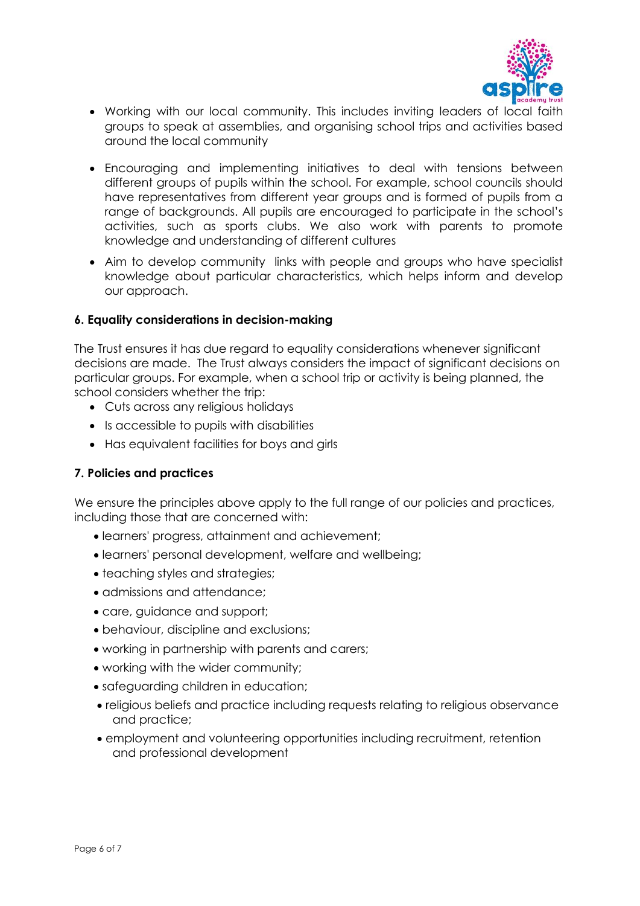- Working with our local community. This includes inviting leaders of local faith groups to speak at assemblies, and organising school trips and activities based around the local community
- Encouraging and implementing initiatives to deal with tensions between different groups of pupils within the school. For example, school councils should have representatives from different year groups and is formed of pupils from a range of backgrounds. All pupils are encouraged to participate in the school's activities, such as sports clubs. We also work with parents to promote knowledge and understanding of different cultures
- Aim to develop community links with people and groups who have specialist knowledge about particular characteristics, which helps inform and develop our approach.

### 6. Equality considerations in decision-making

The Trust ensures it has due regard to equality considerations whenever significant decisions are made. The Trust always considers the impact of significant decisions on particular groups. For example, when a school trip or activity is being planned, the school considers whether the trip:

- Cuts across any religious holidays
- Is accessible to pupils with disabilities
- Has equivalent facilities for boys and girls

### 7. Policies and practices

We ensure the principles above apply to the full range of our policies and practices, including those that are concerned with:

- learners' progress, attainment and achievement;
- learners' personal development, welfare and wellbeing;
- teaching styles and strategies;
- admissions and attendance;
- care, guidance and support;
- behaviour, discipline and exclusions;
- working in partnership with parents and carers;
- working with the wider community;
- safeguarding children in education;
- religious beliefs and practice including requests relating to religious observance and practice;
- employment and volunteering opportunities including recruitment, retention and professional development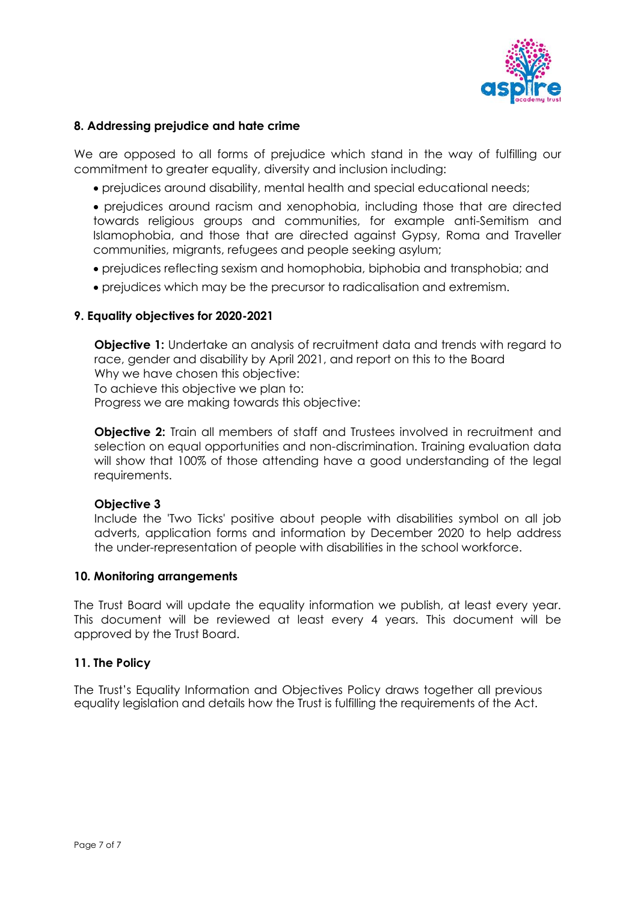### 8. Addressing prejudice and hate crime

We are opposed to all forms of prejudice which stand in the way of fulfilling our commitment to greater equality, diversity and inclusion including:

- prejudices around disability, mental health and special educational needs;
- prejudices around racism and xenophobia, including those that are directed towards religious groups and communities, for example anti-Semitism and Islamophobia, and those that are directed against Gypsy, Roma and Traveller communities, migrants, refugees and people seeking asylum;
- prejudices reflecting sexism and homophobia, biphobia and transphobia; and
- prejudices which may be the precursor to radicalisation and extremism.

### 9. Equality objectives for 2020-2021

**Objective 1:** Undertake an analysis of recruitment data and trends with regard to race, gender and disability by April 2021, and report on this to the Board
Why we have chosen this objective:
To achieve this objective we plan to:
Progress we are making towards this objective:

**Objective 2:** Train all members of staff and Trustees involved in recruitment and selection on equal opportunities and non-discrimination. Training evaluation data will show that 100% of those attending have a good understanding of the legal requirements.

**Objective 3**
Include the 'Two Ticks' positive about people with disabilities symbol on all job adverts, application forms and information by December 2020 to help address the under-representation of people with disabilities in the school workforce.

### 10. Monitoring arrangements

The Trust Board will update the equality information we publish, at least every year. This document will be reviewed at least every 4 years. This document will be approved by the Trust Board.

### 11. The Policy

The Trust's Equality Information and Objectives Policy draws together all previous equality legislation and details how the Trust is fulfilling the requirements of the Act.